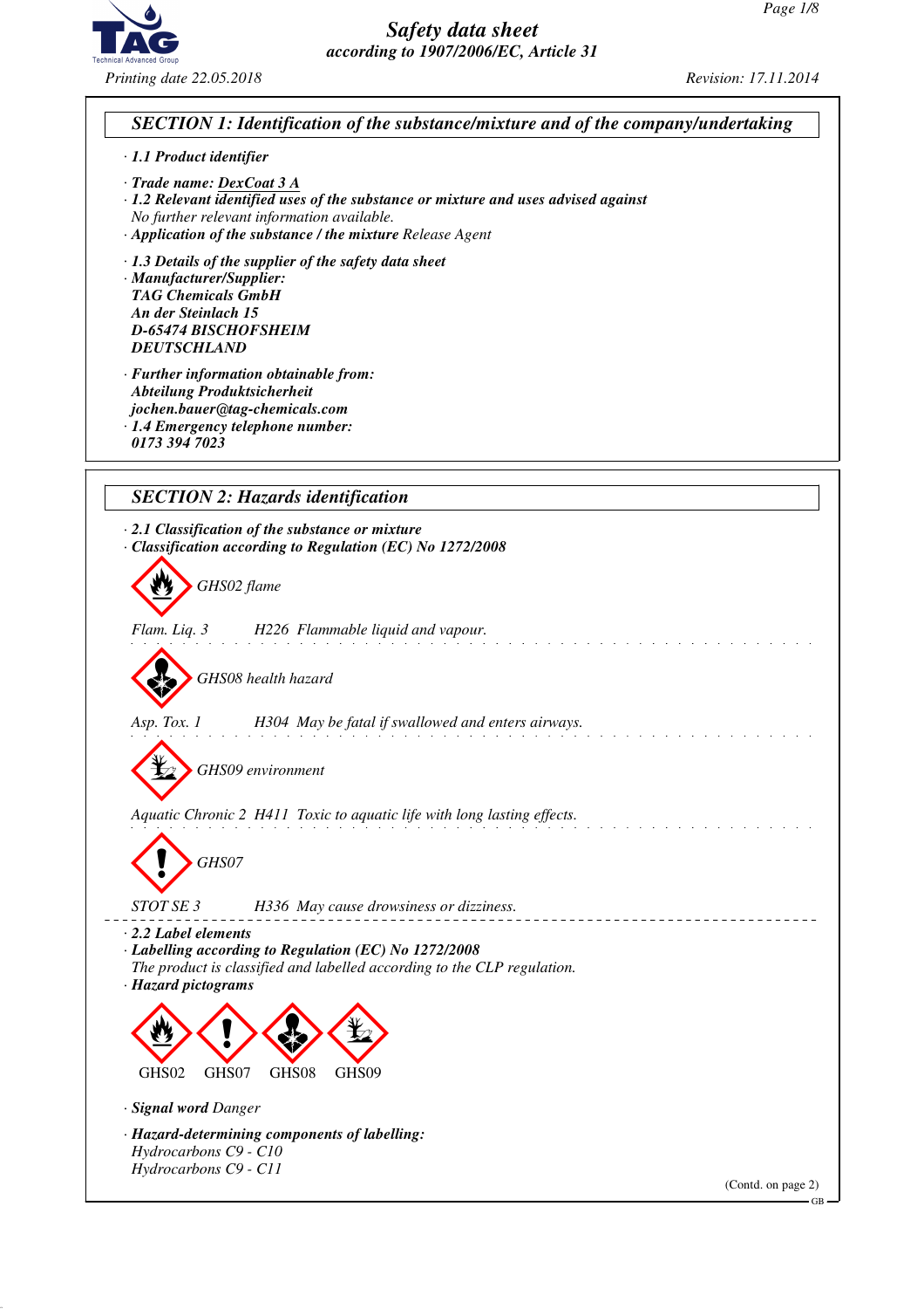# Safety data sheet
*according to 1907/2006/EC, Article 31*

*Printing date 22.05.2018* *Revision: 17.11.2014*

## SECTION 1: Identification of the substance/mixture and of the company/undertaking

· **1.1 Product identifier**

· **Trade name: DexCoat 3 A**
· **1.2 Relevant identified uses of the substance or mixture and uses advised against**
No further relevant information available.
· **Application of the substance / the mixture** Release Agent

· **1.3 Details of the supplier of the safety data sheet**
· **Manufacturer/Supplier:**
**TAG Chemicals GmbH**
**An der Steinlach 15**
**D-65474 BISCHOFSHEIM**
**DEUTSCHLAND**

· **Further information obtainable from:**
**Abteilung Produktsicherheit**
**jochen.bauer@tag-chemicals.com**
· **1.4 Emergency telephone number:**
**0173 394 7023**

## SECTION 2: Hazards identification

· **2.1 Classification of the substance or mixture**
· **Classification according to Regulation (EC) No 1272/2008**

GHS02 flame

Flam. Liq. 3 H226 Flammable liquid and vapour.

GHS08 health hazard

Asp. Tox. 1 H304 May be fatal if swallowed and enters airways.

GHS09 environment

Aquatic Chronic 2 H411 Toxic to aquatic life with long lasting effects.

GHS07

STOT SE 3 H336 May cause drowsiness or dizziness.

· **2.2 Label elements**
· **Labelling according to Regulation (EC) No 1272/2008**
The product is classified and labelled according to the CLP regulation.
· **Hazard pictograms**

GHS02 GHS07 GHS08 GHS09

· **Signal word** Danger

· **Hazard-determining components of labelling:**
Hydrocarbons C9 - C10
Hydrocarbons C9 - C11

(Contd. on page 2)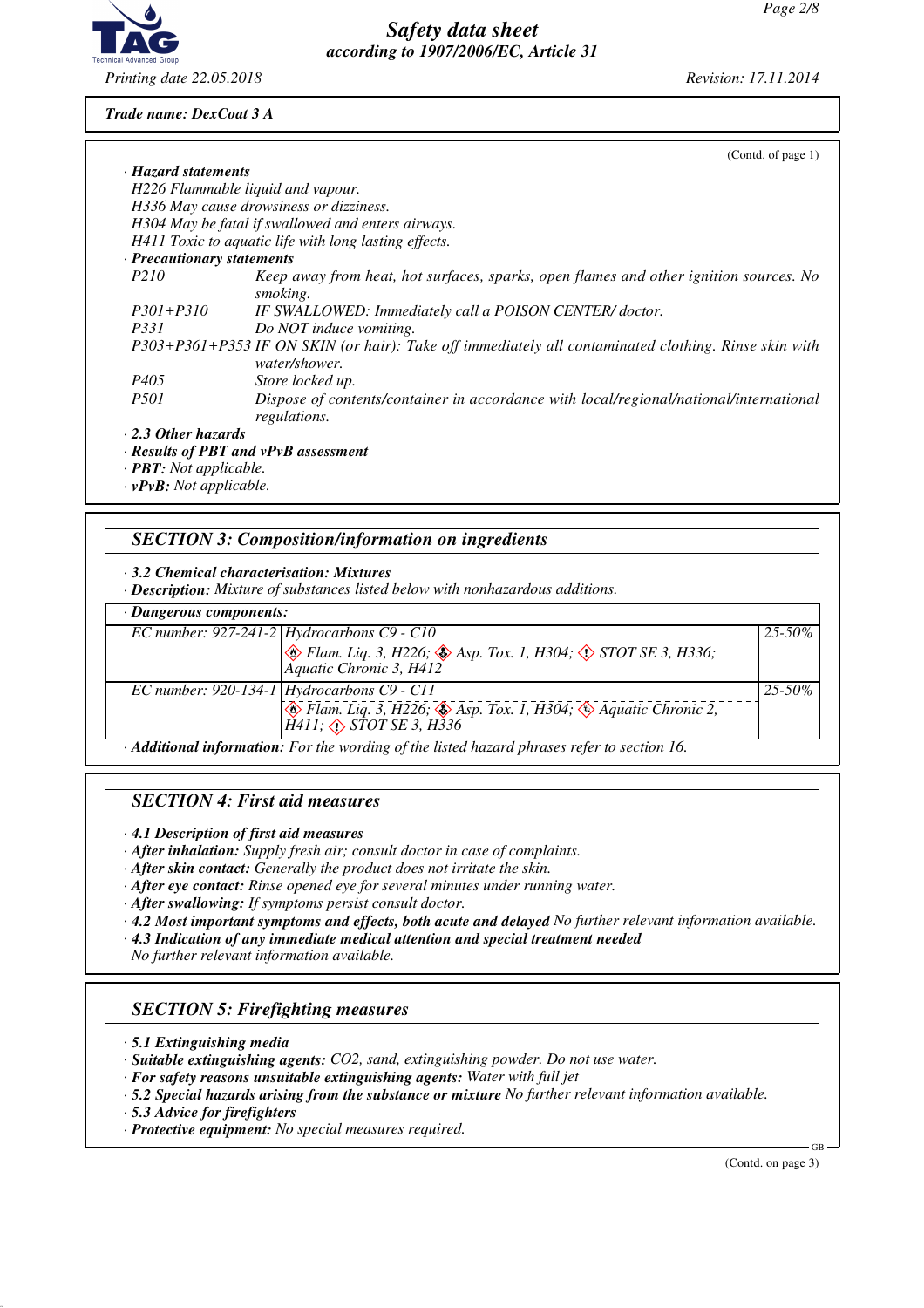Trade name: DexCoat 3 A

(Contd. of page 1)

· **Hazard statements**
H226 Flammable liquid and vapour.
H336 May cause drowsiness or dizziness.
H304 May be fatal if swallowed and enters airways.
H411 Toxic to aquatic life with long lasting effects.

· **Precautionary statements**

P210 Keep away from heat, hot surfaces, sparks, open flames and other ignition sources. No smoking.
P301+P310 IF SWALLOWED: Immediately call a POISON CENTER/ doctor.
P331 Do NOT induce vomiting.
P303+P361+P353 IF ON SKIN (or hair): Take off immediately all contaminated clothing. Rinse skin with water/shower.
P405 Store locked up.
P501 Dispose of contents/container in accordance with local/regional/national/international regulations.

· **2.3 Other hazards**
· **Results of PBT and vPvB assessment**
· **PBT:** Not applicable.
· **vPvB:** Not applicable.

## SECTION 3: Composition/information on ingredients

· **3.2 Chemical characterisation: Mixtures**
· **Description:** Mixture of substances listed below with nonhazardous additions.

· **Dangerous components:**

| | | |
|---|---|---|
| EC number: 927-241-2 | Hydrocarbons C9 - C10<br>Flam. Liq. 3, H226; Asp. Tox. 1, H304; STOT SE 3, H336; Aquatic Chronic 3, H412 | 25-50% |
| EC number: 920-134-1 | Hydrocarbons C9 - C11<br>Flam. Liq. 3, H226; Asp. Tox. 1, H304; Aquatic Chronic 2, H411; STOT SE 3, H336 | 25-50% |

· **Additional information:** For the wording of the listed hazard phrases refer to section 16.

## SECTION 4: First aid measures

· **4.1 Description of first aid measures**
· **After inhalation:** Supply fresh air; consult doctor in case of complaints.
· **After skin contact:** Generally the product does not irritate the skin.
· **After eye contact:** Rinse opened eye for several minutes under running water.
· **After swallowing:** If symptoms persist consult doctor.
· **4.2 Most important symptoms and effects, both acute and delayed** No further relevant information available.
· **4.3 Indication of any immediate medical attention and special treatment needed**
No further relevant information available.

## SECTION 5: Firefighting measures

· **5.1 Extinguishing media**
· **Suitable extinguishing agents:** CO2, sand, extinguishing powder. Do not use water.
· **For safety reasons unsuitable extinguishing agents:** Water with full jet
· **5.2 Special hazards arising from the substance or mixture** No further relevant information available.
· **5.3 Advice for firefighters**
· **Protective equipment:** No special measures required.

(Contd. on page 3)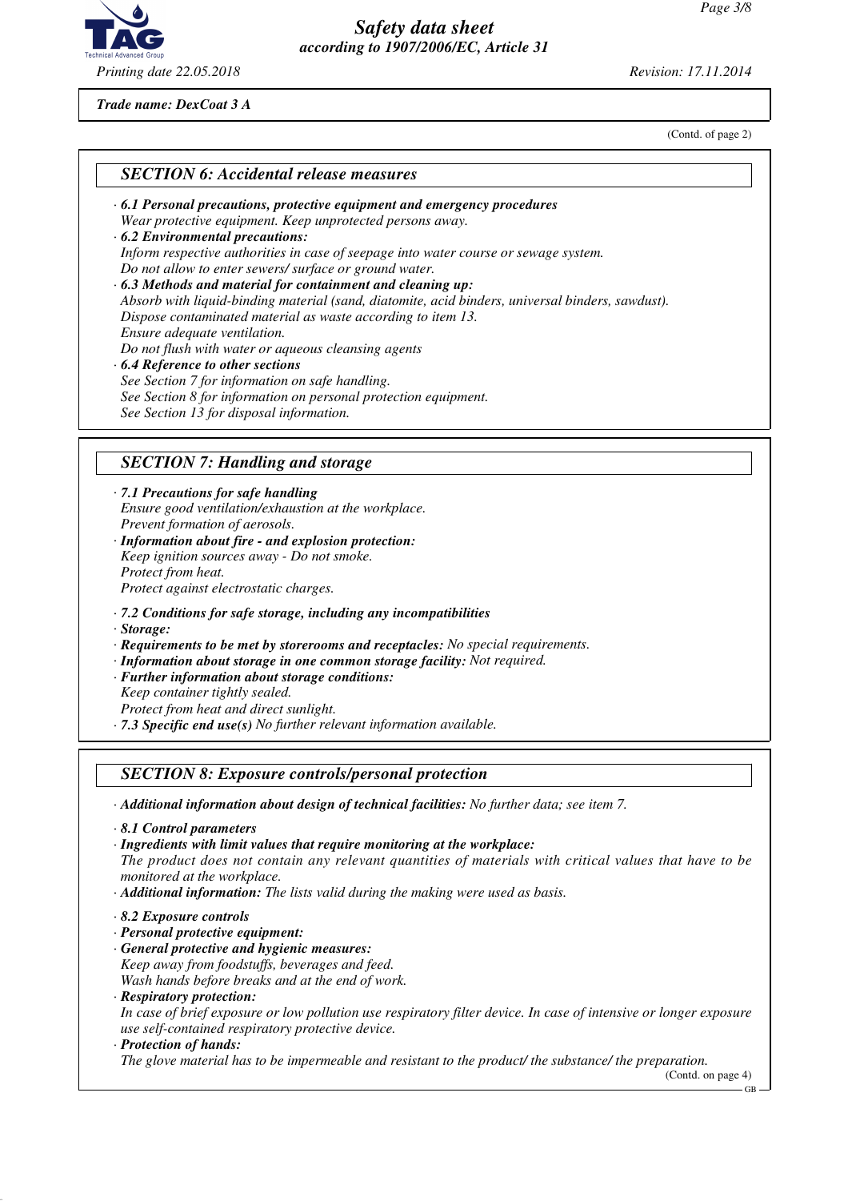**Trade name: DexCoat 3 A**

(Contd. of page 2)

## SECTION 6: Accidental release measures

· **6.1 Personal precautions, protective equipment and emergency procedures**
Wear protective equipment. Keep unprotected persons away.
· **6.2 Environmental precautions:**
Inform respective authorities in case of seepage into water course or sewage system.
Do not allow to enter sewers/ surface or ground water.
· **6.3 Methods and material for containment and cleaning up:**
Absorb with liquid-binding material (sand, diatomite, acid binders, universal binders, sawdust).
Dispose contaminated material as waste according to item 13.
Ensure adequate ventilation.
Do not flush with water or aqueous cleansing agents
· **6.4 Reference to other sections**
See Section 7 for information on safe handling.
See Section 8 for information on personal protection equipment.
See Section 13 for disposal information.

## SECTION 7: Handling and storage

· **7.1 Precautions for safe handling**
Ensure good ventilation/exhaustion at the workplace.
Prevent formation of aerosols.
· **Information about fire - and explosion protection:**
Keep ignition sources away - Do not smoke.
Protect from heat.
Protect against electrostatic charges.

· **7.2 Conditions for safe storage, including any incompatibilities**
· **Storage:**
· **Requirements to be met by storerooms and receptacles:** No special requirements.
· **Information about storage in one common storage facility:** Not required.
· **Further information about storage conditions:**
Keep container tightly sealed.
Protect from heat and direct sunlight.
· **7.3 Specific end use(s)** No further relevant information available.

## SECTION 8: Exposure controls/personal protection

· **Additional information about design of technical facilities:** No further data; see item 7.

· **8.1 Control parameters**
· **Ingredients with limit values that require monitoring at the workplace:**
The product does not contain any relevant quantities of materials with critical values that have to be monitored at the workplace.
· **Additional information:** The lists valid during the making were used as basis.

· **8.2 Exposure controls**
· **Personal protective equipment:**
· **General protective and hygienic measures:**
Keep away from foodstuffs, beverages and feed.
Wash hands before breaks and at the end of work.
· **Respiratory protection:**
In case of brief exposure or low pollution use respiratory filter device. In case of intensive or longer exposure use self-contained respiratory protective device.
· **Protection of hands:**
The glove material has to be impermeable and resistant to the product/ the substance/ the preparation.

(Contd. on page 4)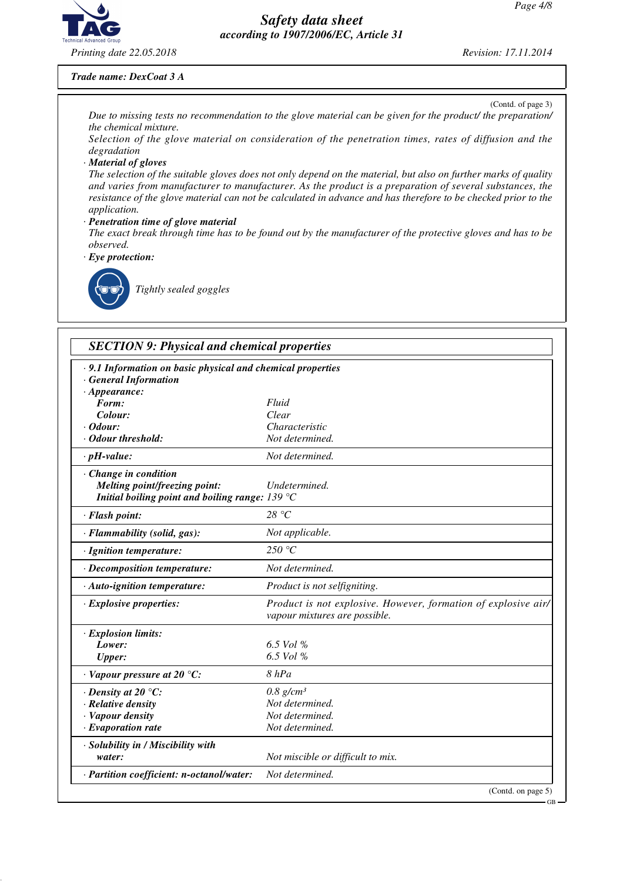*Trade name: DexCoat 3 A*

(Contd. of page 3)

Due to missing tests no recommendation to the glove material can be given for the product/ the preparation/ the chemical mixture.

Selection of the glove material on consideration of the penetration times, rates of diffusion and the degradation

· **Material of gloves**

The selection of the suitable gloves does not only depend on the material, but also on further marks of quality and varies from manufacturer to manufacturer. As the product is a preparation of several substances, the resistance of the glove material can not be calculated in advance and has therefore to be checked prior to the application.

· **Penetration time of glove material**

The exact break through time has to be found out by the manufacturer of the protective gloves and has to be observed.

· **Eye protection:**

Tightly sealed goggles

## SECTION 9: Physical and chemical properties

· **9.1 Information on basic physical and chemical properties**

· **General Information**

| Property | Value |
|---|---|
| · **Appearance:** | |
| **Form:** | Fluid |
| **Colour:** | Clear |
| · **Odour:** | Characteristic |
| · **Odour threshold:** | Not determined. |
| · **pH-value:** | Not determined. |
| · **Change in condition** | |
| **Melting point/freezing point:** | Undetermined. |
| **Initial boiling point and boiling range:** | 139 °C |
| · **Flash point:** | 28 °C |
| · **Flammability (solid, gas):** | Not applicable. |
| · **Ignition temperature:** | 250 °C |
| · **Decomposition temperature:** | Not determined. |
| · **Auto-ignition temperature:** | Product is not selfigniting. |
| · **Explosive properties:** | Product is not explosive. However, formation of explosive air/ vapour mixtures are possible. |
| · **Explosion limits:** | |
| **Lower:** | 6.5 Vol % |
| **Upper:** | 6.5 Vol % |
| · **Vapour pressure at 20 °C:** | 8 hPa |
| · **Density at 20 °C:** | 0.8 g/cm³ |
| · **Relative density** | Not determined. |
| · **Vapour density** | Not determined. |
| · **Evaporation rate** | Not determined. |
| · **Solubility in / Miscibility with water:** | Not miscible or difficult to mix. |
| · **Partition coefficient: n-octanol/water:** | Not determined. |

(Contd. on page 5)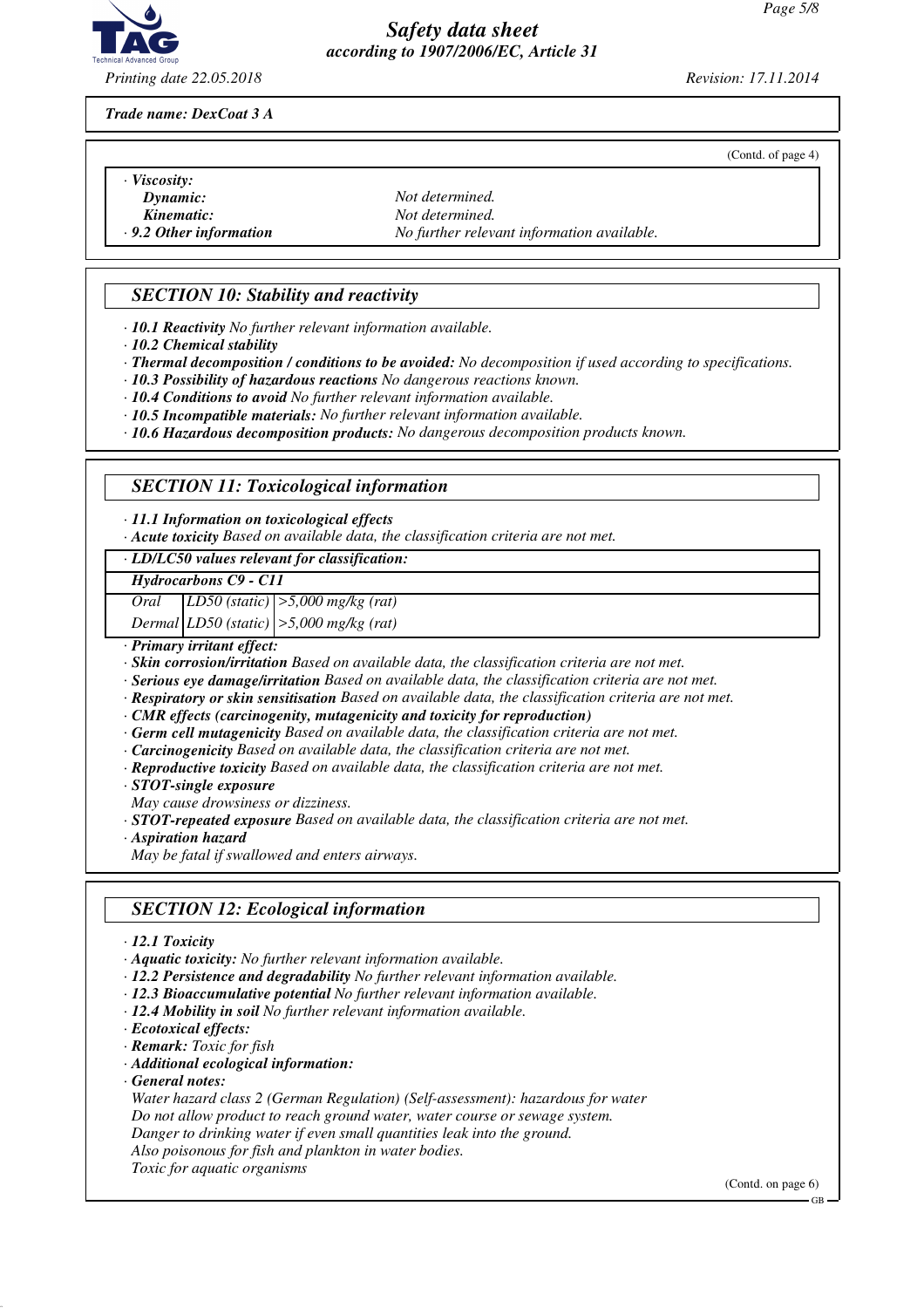Trade name: DexCoat 3 A

(Contd. of page 4)

· *Viscosity:*
*Dynamic:* Not determined.
*Kinematic:* Not determined.
· **9.2 Other information** No further relevant information available.

## SECTION 10: Stability and reactivity

· **10.1 Reactivity** No further relevant information available.
· **10.2 Chemical stability**
· **Thermal decomposition / conditions to be avoided:** No decomposition if used according to specifications.
· **10.3 Possibility of hazardous reactions** No dangerous reactions known.
· **10.4 Conditions to avoid** No further relevant information available.
· **10.5 Incompatible materials:** No further relevant information available.
· **10.6 Hazardous decomposition products:** No dangerous decomposition products known.

## SECTION 11: Toxicological information

· **11.1 Information on toxicological effects**
· **Acute toxicity** Based on available data, the classification criteria are not met.

| · LD/LC50 values relevant for classification: | | |
|---|---|---|
| **Hydrocarbons C9 - C11** | | |
| Oral | LD50 (static) | >5,000 mg/kg (rat) |
| Dermal | LD50 (static) | >5,000 mg/kg (rat) |

· **Primary irritant effect:**
· **Skin corrosion/irritation** Based on available data, the classification criteria are not met.
· **Serious eye damage/irritation** Based on available data, the classification criteria are not met.
· **Respiratory or skin sensitisation** Based on available data, the classification criteria are not met.
· **CMR effects (carcinogenity, mutagenicity and toxicity for reproduction)**
· **Germ cell mutagenicity** Based on available data, the classification criteria are not met.
· **Carcinogenicity** Based on available data, the classification criteria are not met.
· **Reproductive toxicity** Based on available data, the classification criteria are not met.
· **STOT-single exposure**
May cause drowsiness or dizziness.
· **STOT-repeated exposure** Based on available data, the classification criteria are not met.
· **Aspiration hazard**
May be fatal if swallowed and enters airways.

## SECTION 12: Ecological information

· **12.1 Toxicity**
· **Aquatic toxicity:** No further relevant information available.
· **12.2 Persistence and degradability** No further relevant information available.
· **12.3 Bioaccumulative potential** No further relevant information available.
· **12.4 Mobility in soil** No further relevant information available.
· **Ecotoxical effects:**
· **Remark:** Toxic for fish
· **Additional ecological information:**
· **General notes:**
Water hazard class 2 (German Regulation) (Self-assessment): hazardous for water
Do not allow product to reach ground water, water course or sewage system.
Danger to drinking water if even small quantities leak into the ground.
Also poisonous for fish and plankton in water bodies.
Toxic for aquatic organisms

(Contd. on page 6)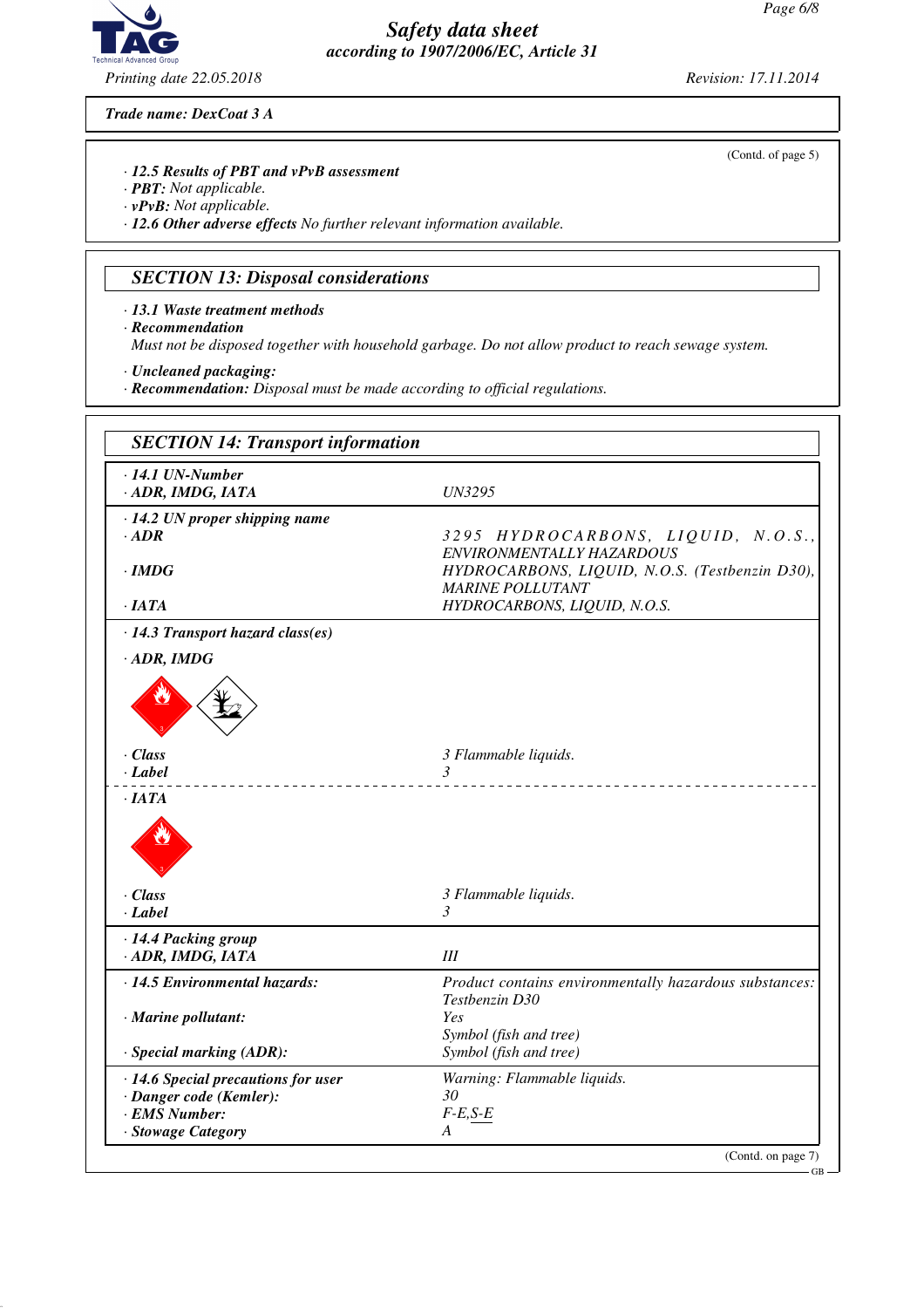Trade name: DexCoat 3 A

(Contd. of page 5)

· **12.5 Results of PBT and vPvB assessment**
· **PBT:** Not applicable.
· **vPvB:** Not applicable.
· **12.6 Other adverse effects** No further relevant information available.

## SECTION 13: Disposal considerations

· **13.1 Waste treatment methods**
· **Recommendation**
Must not be disposed together with household garbage. Do not allow product to reach sewage system.

· **Uncleaned packaging:**
· **Recommendation:** Disposal must be made according to official regulations.

## SECTION 14: Transport information

| | |
|---|---|
| · **14.1 UN-Number** | |
| · **ADR, IMDG, IATA** | UN3295 |
| · **14.2 UN proper shipping name** | |
| · **ADR** | 3295 HYDROCARBONS, LIQUID, N.O.S., ENVIRONMENTALLY HAZARDOUS |
| · **IMDG** | HYDROCARBONS, LIQUID, N.O.S. (Testbenzin D30), MARINE POLLUTANT |
| · **IATA** | HYDROCARBONS, LIQUID, N.O.S. |
| · **14.3 Transport hazard class(es)** | |
| · **ADR, IMDG** | |
| · **Class** | 3 Flammable liquids. |
| · **Label** | 3 |
| · **IATA** | |
| · **Class** | 3 Flammable liquids. |
| · **Label** | 3 |
| · **14.4 Packing group** | |
| · **ADR, IMDG, IATA** | III |
| · **14.5 Environmental hazards:** | Product contains environmentally hazardous substances: Testbenzin D30 |
| · **Marine pollutant:** | Yes<br>Symbol (fish and tree) |
| · **Special marking (ADR):** | Symbol (fish and tree) |
| · **14.6 Special precautions for user** | Warning: Flammable liquids. |
| · **Danger code (Kemler):** | 30 |
| · **EMS Number:** | F-E,S-E |
| · **Stowage Category** | A |

(Contd. on page 7)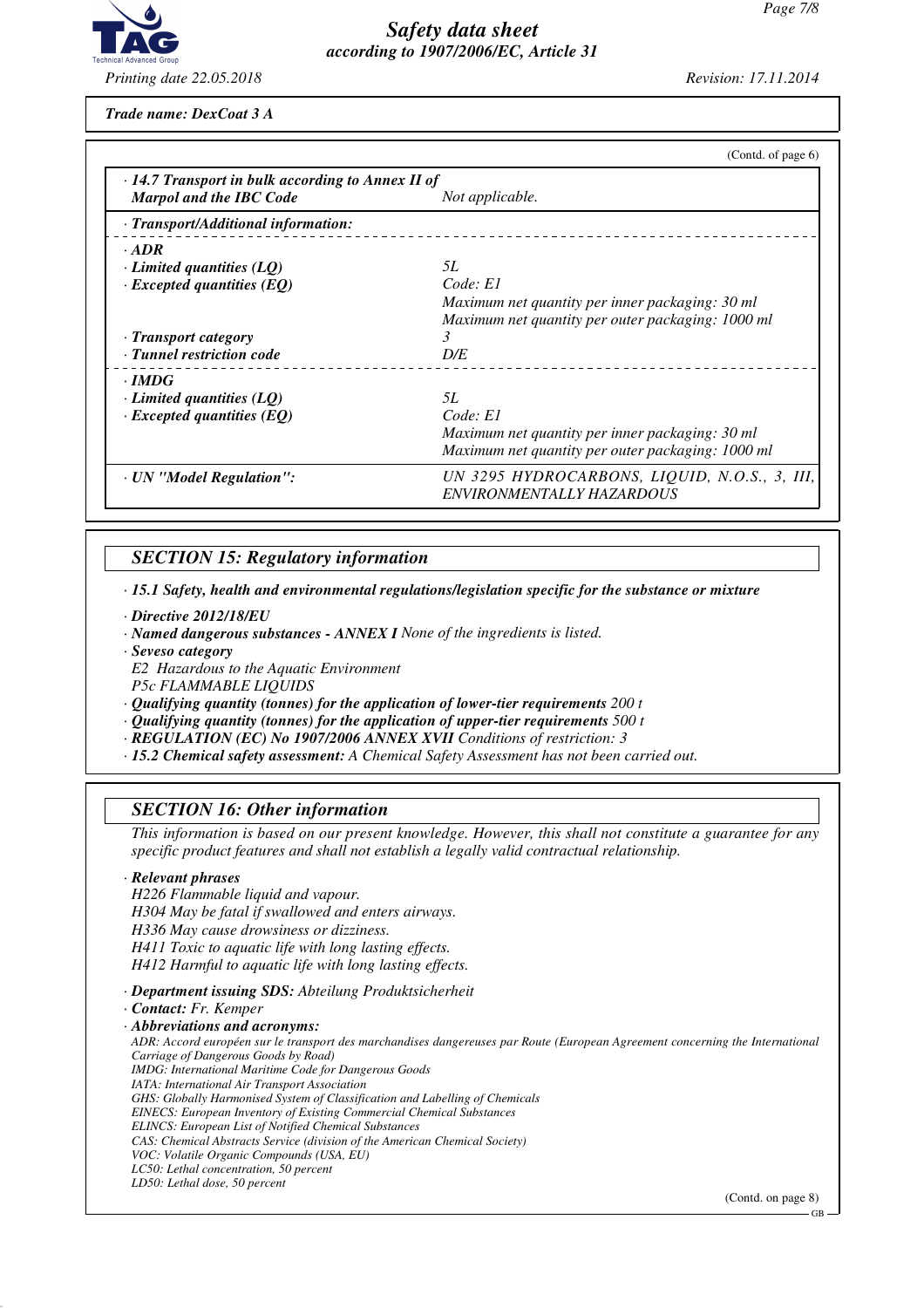**Trade name: DexCoat 3 A**

(Contd. of page 6)

| | |
|---|---|
| · **14.7 Transport in bulk according to Annex II of Marpol and the IBC Code** | *Not applicable.* |
| · **Transport/Additional information:** | |
| · **ADR** | |
| · **Limited quantities (LQ)** | *5L* |
| · **Excepted quantities (EQ)** | *Code: E1*<br>*Maximum net quantity per inner packaging: 30 ml*<br>*Maximum net quantity per outer packaging: 1000 ml* |
| · **Transport category** | *3* |
| · **Tunnel restriction code** | *D/E* |
| · **IMDG** | |
| · **Limited quantities (LQ)** | *5L* |
| · **Excepted quantities (EQ)** | *Code: E1*<br>*Maximum net quantity per inner packaging: 30 ml*<br>*Maximum net quantity per outer packaging: 1000 ml* |
| · **UN "Model Regulation":** | *UN 3295 HYDROCARBONS, LIQUID, N.O.S., 3, III, ENVIRONMENTALLY HAZARDOUS* |

## SECTION 15: Regulatory information

· **15.1 Safety, health and environmental regulations/legislation specific for the substance or mixture**

· **Directive 2012/18/EU**
· **Named dangerous substances - ANNEX I** *None of the ingredients is listed.*
· **Seveso category**
*E2 Hazardous to the Aquatic Environment*
*P5c FLAMMABLE LIQUIDS*
· **Qualifying quantity (tonnes) for the application of lower-tier requirements** *200 t*
· **Qualifying quantity (tonnes) for the application of upper-tier requirements** *500 t*
· **REGULATION (EC) No 1907/2006 ANNEX XVII** *Conditions of restriction: 3*
· **15.2 Chemical safety assessment:** *A Chemical Safety Assessment has not been carried out.*

## SECTION 16: Other information

*This information is based on our present knowledge. However, this shall not constitute a guarantee for any specific product features and shall not establish a legally valid contractual relationship.*

· **Relevant phrases**
*H226 Flammable liquid and vapour.*
*H304 May be fatal if swallowed and enters airways.*
*H336 May cause drowsiness or dizziness.*
*H411 Toxic to aquatic life with long lasting effects.*
*H412 Harmful to aquatic life with long lasting effects.*

· **Department issuing SDS:** *Abteilung Produktsicherheit*
· **Contact:** *Fr. Kemper*
· **Abbreviations and acronyms:**
*ADR: Accord européen sur le transport des marchandises dangereuses par Route (European Agreement concerning the International Carriage of Dangerous Goods by Road)*
*IMDG: International Maritime Code for Dangerous Goods*
*IATA: International Air Transport Association*
*GHS: Globally Harmonised System of Classification and Labelling of Chemicals*
*EINECS: European Inventory of Existing Commercial Chemical Substances*
*ELINCS: European List of Notified Chemical Substances*
*CAS: Chemical Abstracts Service (division of the American Chemical Society)*
*VOC: Volatile Organic Compounds (USA, EU)*
*LC50: Lethal concentration, 50 percent*
*LD50: Lethal dose, 50 percent*

(Contd. on page 8)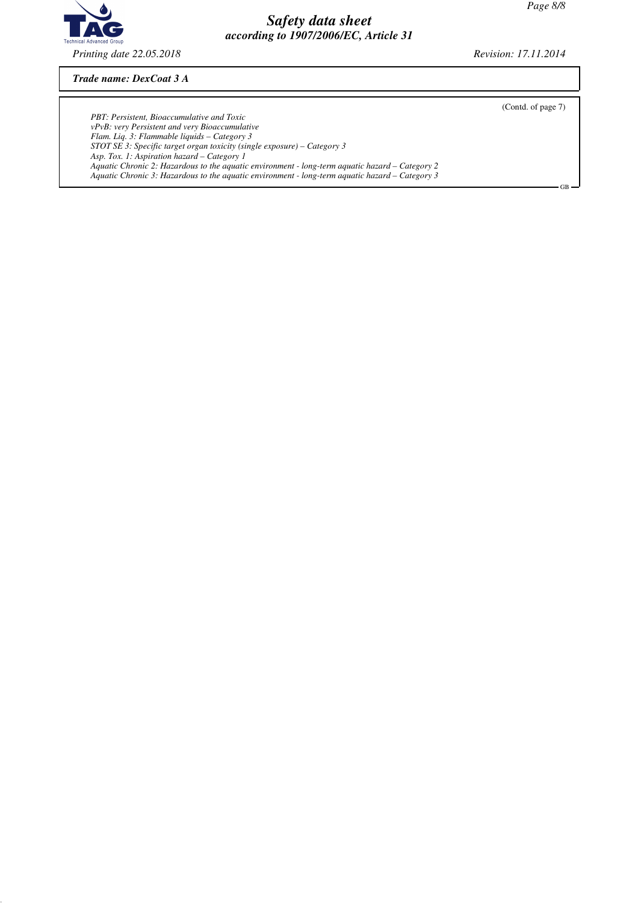**Trade name: DexCoat 3 A**

(Contd. of page 7)

*PBT: Persistent, Bioaccumulative and Toxic*
*vPvB: very Persistent and very Bioaccumulative*
*Flam. Liq. 3: Flammable liquids – Category 3*
*STOT SE 3: Specific target organ toxicity (single exposure) – Category 3*
*Asp. Tox. 1: Aspiration hazard – Category 1*
*Aquatic Chronic 2: Hazardous to the aquatic environment - long-term aquatic hazard – Category 2*
*Aquatic Chronic 3: Hazardous to the aquatic environment - long-term aquatic hazard – Category 3*

GB